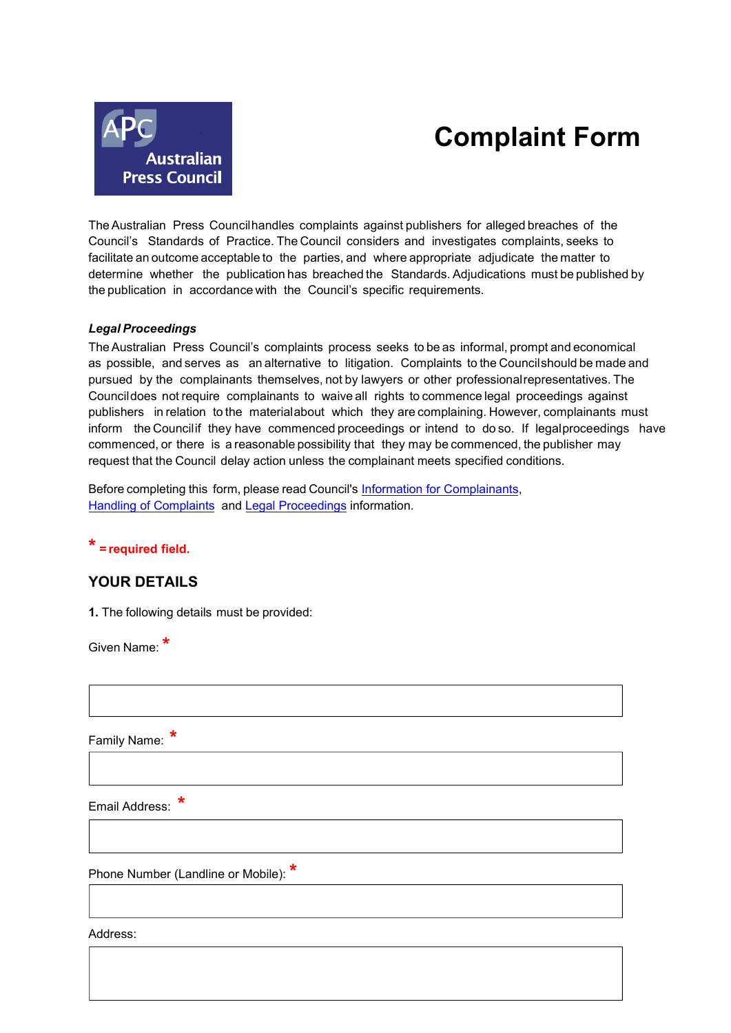APC Australian Press Council

# Complaint Form

The Australian Press Council handles complaints against publishers for alleged breaches of the Council's Standards of Practice. The Council considers and investigates complaints, seeks to facilitate an outcome acceptable to the parties, and where appropriate adjudicate the matter to determine whether the publication has breached the Standards. Adjudications must be published by the publication in accordance with the Council's specific requirements.

***Legal Proceedings***

The Australian Press Council's complaints process seeks to be as informal, prompt and economical as possible, and serves as an alternative to litigation. Complaints to the Council should be made and pursued by the complainants themselves, not by lawyers or other professional representatives. The Council does not require complainants to waive all rights to commence legal proceedings against publishers in relation to the material about which they are complaining. However, complainants must inform the Council if they have commenced proceedings or intend to do so. If legal proceedings have commenced, or there is a reasonable possibility that they may be commenced, the publisher may request that the Council delay action unless the complainant meets specified conditions.

Before completing this form, please read Council's Information for Complainants, Handling of Complaints and Legal Proceedings information.

**\* = required field.**

## YOUR DETAILS

**1.** The following details must be provided:

Given Name: *

Family Name: *

Email Address: *

Phone Number (Landline or Mobile): *

Address: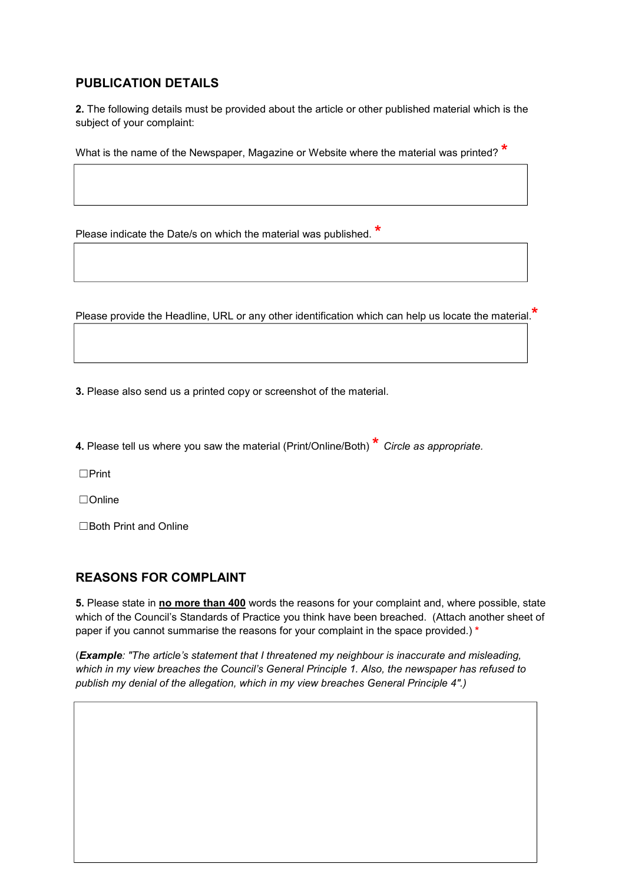## PUBLICATION DETAILS

**2.** The following details must be provided about the article or other published material which is the subject of your complaint:

What is the name of the Newspaper, Magazine or Website where the material was printed? *

Please indicate the Date/s on which the material was published. *

Please provide the Headline, URL or any other identification which can help us locate the material. *

**3.** Please also send us a printed copy or screenshot of the material.

**4.** Please tell us where you saw the material (Print/Online/Both) * *Circle as appropriate.*

☐Print

☐Online

☐Both Print and Online

## REASONS FOR COMPLAINT

**5.** Please state in **no more than 400** words the reasons for your complaint and, where possible, state which of the Council's Standards of Practice you think have been breached. (Attach another sheet of paper if you cannot summarise the reasons for your complaint in the space provided.) *

(***Example***: *"The article's statement that I threatened my neighbour is inaccurate and misleading, which in my view breaches the Council's General Principle 1. Also, the newspaper has refused to publish my denial of the allegation, which in my view breaches General Principle 4".)*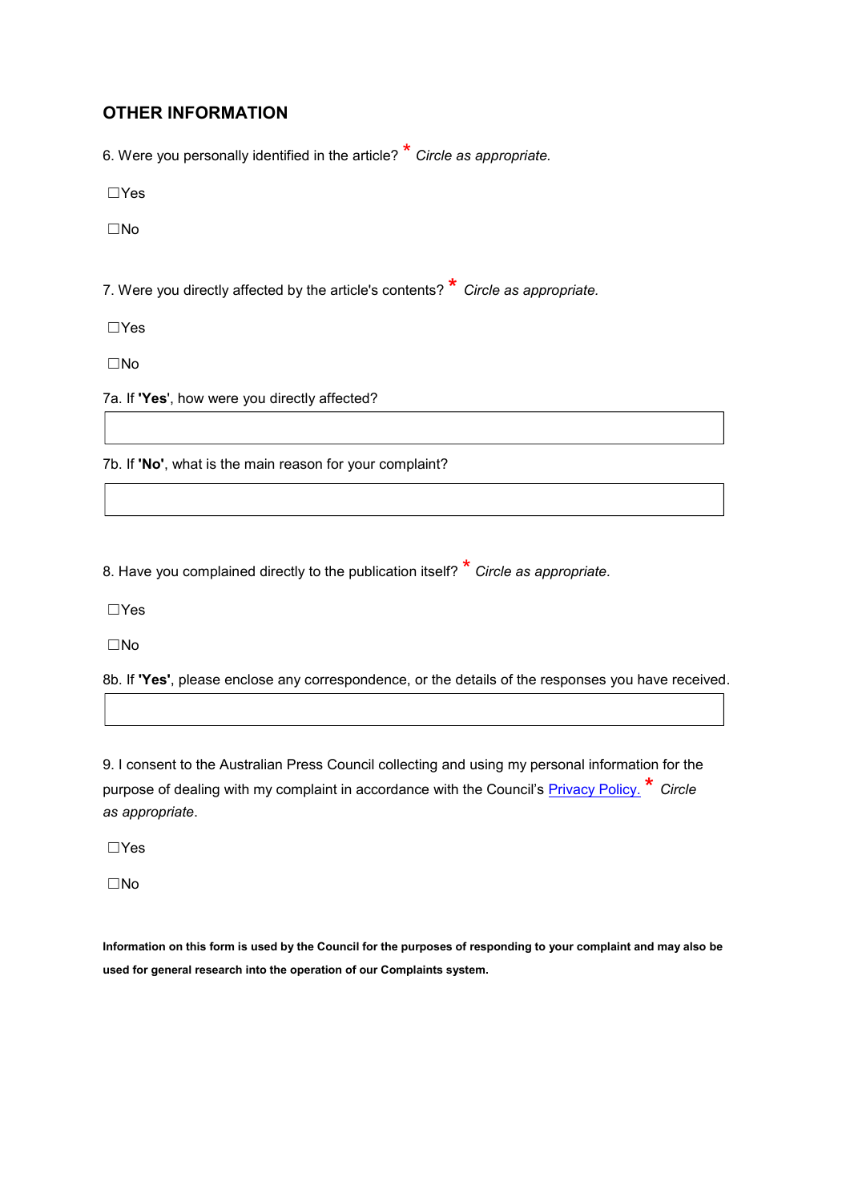## OTHER INFORMATION

6. Were you personally identified in the article? * *Circle as appropriate.*

☐Yes

☐No

7. Were you directly affected by the article's contents? * *Circle as appropriate.*

☐Yes

☐No

7a. If **'Yes'**, how were you directly affected?

| |
|---|
| |

7b. If **'No'**, what is the main reason for your complaint?

| |
|---|
| |

8. Have you complained directly to the publication itself? * *Circle as appropriate.*

☐Yes

☐No

8b. If **'Yes'**, please enclose any correspondence, or the details of the responses you have received.

| |
|---|
| |

9. I consent to the Australian Press Council collecting and using my personal information for the purpose of dealing with my complaint in accordance with the Council's Privacy Policy. * *Circle as appropriate*.

☐Yes

☐No

**Information on this form is used by the Council for the purposes of responding to your complaint and may also be used for general research into the operation of our Complaints system.**